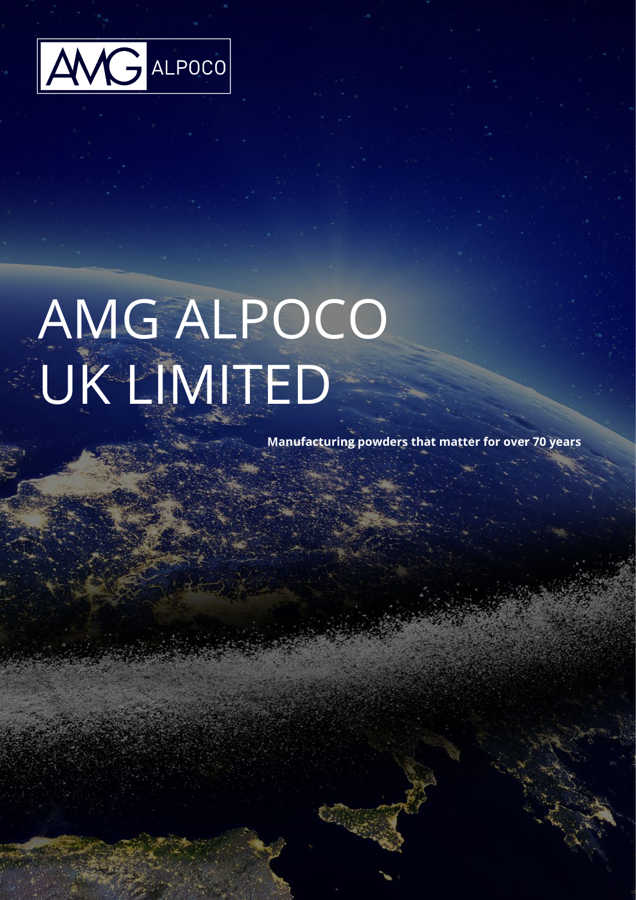AMG ALPOCO

# AMG ALPOCO UK LIMITED

**Manufacturing powders that matter for over 70 years**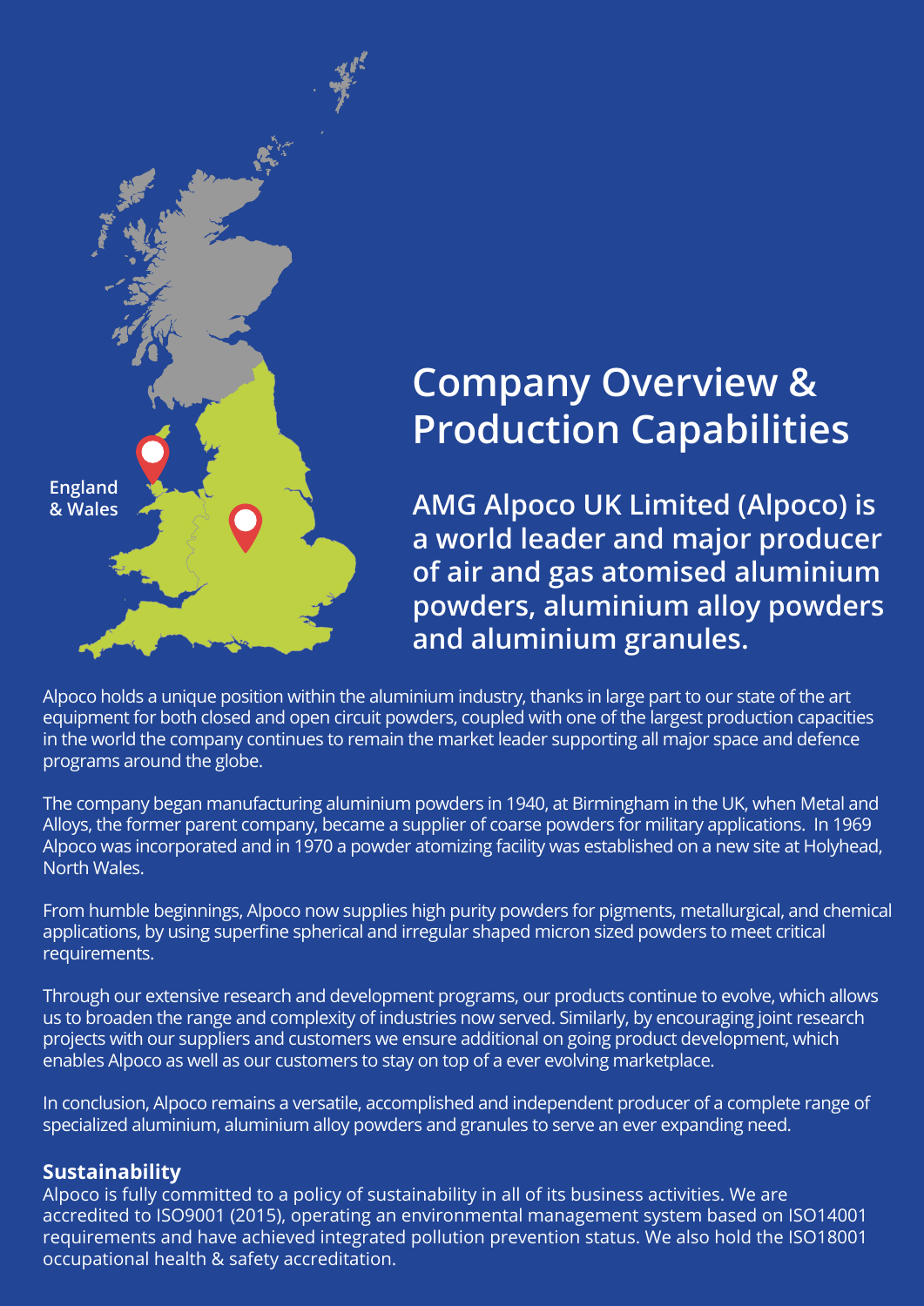England & Wales

# Company Overview & Production Capabilities

**AMG Alpoco UK Limited (Alpoco) is a world leader and major producer of air and gas atomised aluminium powders, aluminium alloy powders and aluminium granules.**

Alpoco holds a unique position within the aluminium industry, thanks in large part to our state of the art equipment for both closed and open circuit powders, coupled with one of the largest production capacities in the world the company continues to remain the market leader supporting all major space and defence programs around the globe.

The company began manufacturing aluminium powders in 1940, at Birmingham in the UK, when Metal and Alloys, the former parent company, became a supplier of coarse powders for military applications. In 1969 Alpoco was incorporated and in 1970 a powder atomizing facility was established on a new site at Holyhead, North Wales.

From humble beginnings, Alpoco now supplies high purity powders for pigments, metallurgical, and chemical applications, by using superfine spherical and irregular shaped micron sized powders to meet critical requirements.

Through our extensive research and development programs, our products continue to evolve, which allows us to broaden the range and complexity of industries now served. Similarly, by encouraging joint research projects with our suppliers and customers we ensure additional on going product development, which enables Alpoco as well as our customers to stay on top of a ever evolving marketplace.

In conclusion, Alpoco remains a versatile, accomplished and independent producer of a complete range of specialized aluminium, aluminium alloy powders and granules to serve an ever expanding need.

## Sustainability

Alpoco is fully committed to a policy of sustainability in all of its business activities. We are accredited to ISO9001 (2015), operating an environmental management system based on ISO14001 requirements and have achieved integrated pollution prevention status. We also hold the ISO18001 occupational health & safety accreditation.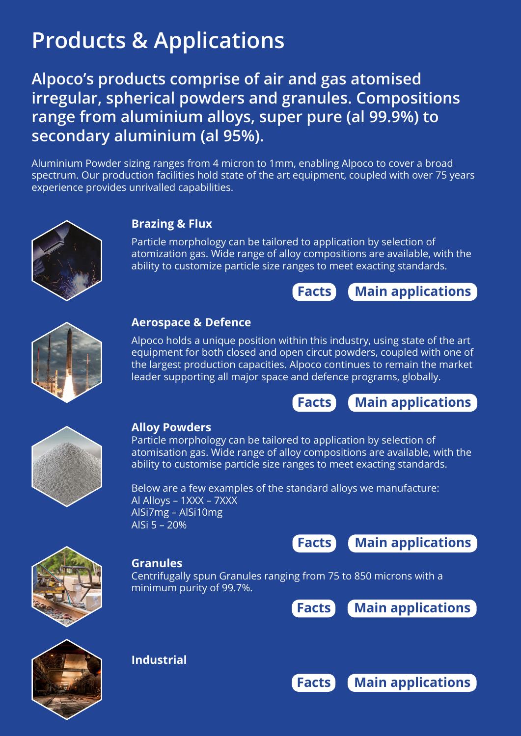# Products & Applications

## Alpoco's products comprise of air and gas atomised irregular, spherical powders and granules. Compositions range from aluminium alloys, super pure (al 99.9%) to secondary aluminium (al 95%).

Aluminium Powder sizing ranges from 4 micron to 1mm, enabling Alpoco to cover a broad spectrum. Our production facilities hold state of the art equipment, coupled with over 75 years experience provides unrivalled capabilities.

### Brazing & Flux

Particle morphology can be tailored to application by selection of atomization gas. Wide range of alloy compositions are available, with the ability to customize particle size ranges to meet exacting standards.

Facts | Main applications

### Aerospace & Defence

Alpoco holds a unique position within this industry, using state of the art equipment for both closed and open circut powders, coupled with one of the largest production capacities. Alpoco continues to remain the market leader supporting all major space and defence programs, globally.

Facts | Main applications

### Alloy Powders

Particle morphology can be tailored to application by selection of atomisation gas. Wide range of alloy compositions are available, with the ability to customise particle size ranges to meet exacting standards.

Below are a few examples of the standard alloys we manufacture:
Al Alloys – 1XXX – 7XXX
AlSi7mg – AlSi10mg
AlSi 5 – 20%

Facts | Main applications

### Granules

Centrifugally spun Granules ranging from 75 to 850 microns with a minimum purity of 99.7%.

Facts | Main applications

### Industrial

Facts | Main applications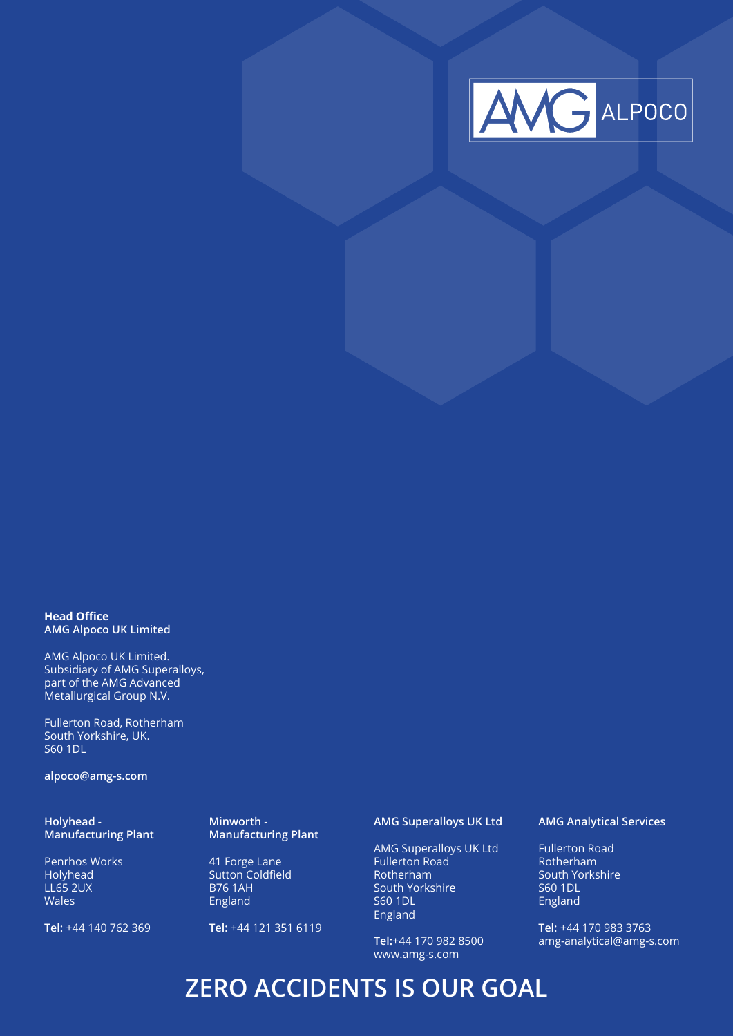AMG ALPOCO

**Head Office**
**AMG Alpoco UK Limited**

AMG Alpoco UK Limited.
Subsidiary of AMG Superalloys,
part of the AMG Advanced
Metallurgical Group N.V.

Fullerton Road, Rotherham
South Yorkshire, UK.
S60 1DL

**alpoco@amg-s.com**

**Holyhead - Manufacturing Plant**

Penrhos Works
Holyhead
LL65 2UX
Wales

**Tel:** +44 140 762 369

**Minworth - Manufacturing Plant**

41 Forge Lane
Sutton Coldfield
B76 1AH
England

**Tel:** +44 121 351 6119

**AMG Superalloys UK Ltd**

AMG Superalloys UK Ltd
Fullerton Road
Rotherham
South Yorkshire
S60 1DL
England

**Tel:**+44 170 982 8500
www.amg-s.com

**AMG Analytical Services**

Fullerton Road
Rotherham
South Yorkshire
S60 1DL
England

**Tel:** +44 170 983 3763
amg-analytical@amg-s.com

## ZERO ACCIDENTS IS OUR GOAL